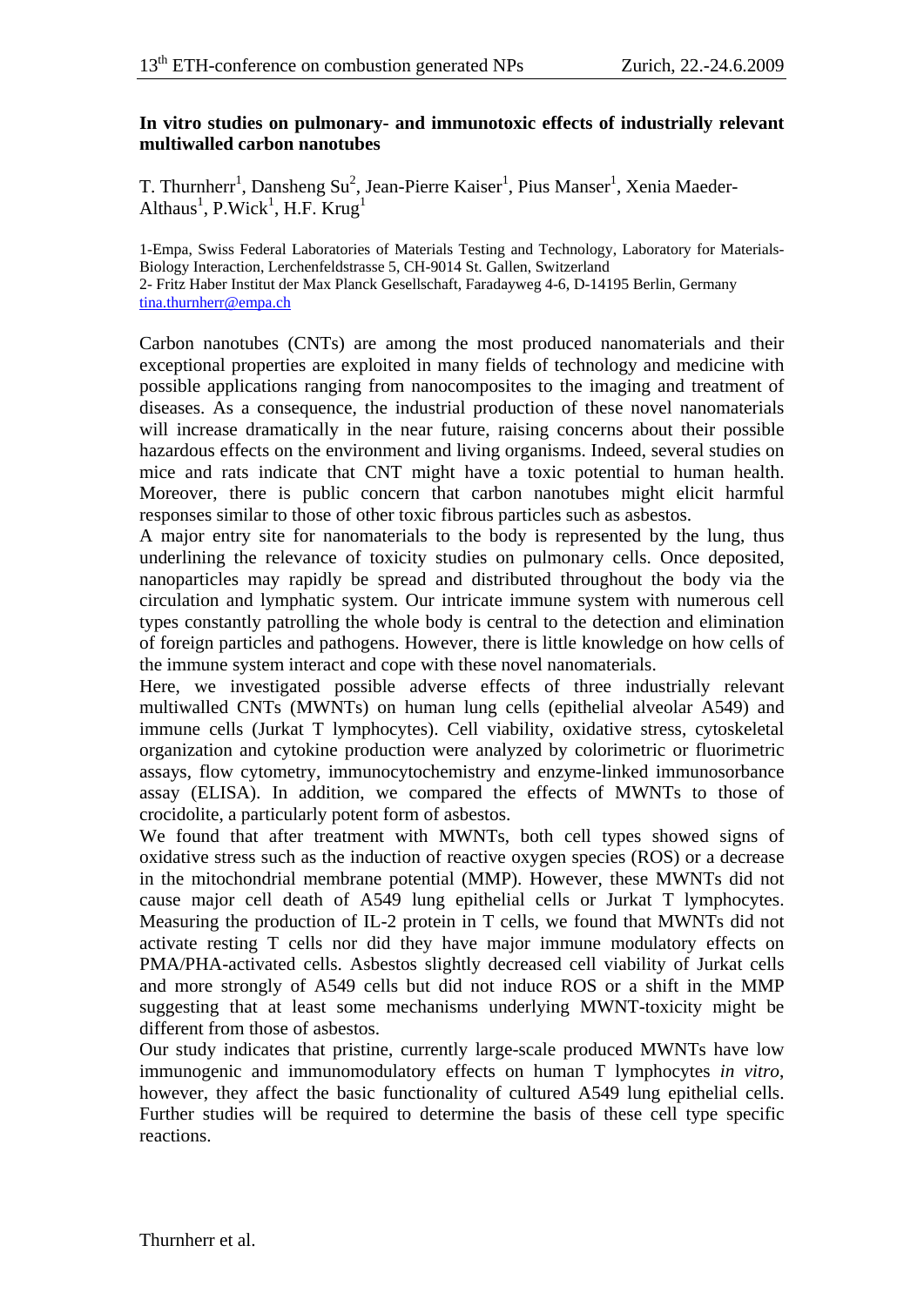# In vitro studies on pulmonary- and immunotoxic effects of industrially relevant multiwalled carbon nanotubes

T. Thurnherr[1], Dansheng Su[2], Jean-Pierre Kaiser[1], Pius Manser[1], Xenia Maeder-Althaus[1], P.Wick[1], H.F. Krug[1]

1-Empa, Swiss Federal Laboratories of Materials Testing and Technology, Laboratory for Materials-Biology Interaction, Lerchenfeldstrasse 5, CH-9014 St. Gallen, Switzerland
2- Fritz Haber Institut der Max Planck Gesellschaft, Faradayweg 4-6, D-14195 Berlin, Germany
tina.thurnherr@empa.ch

Carbon nanotubes (CNTs) are among the most produced nanomaterials and their exceptional properties are exploited in many fields of technology and medicine with possible applications ranging from nanocomposites to the imaging and treatment of diseases. As a consequence, the industrial production of these novel nanomaterials will increase dramatically in the near future, raising concerns about their possible hazardous effects on the environment and living organisms. Indeed, several studies on mice and rats indicate that CNT might have a toxic potential to human health. Moreover, there is public concern that carbon nanotubes might elicit harmful responses similar to those of other toxic fibrous particles such as asbestos.

A major entry site for nanomaterials to the body is represented by the lung, thus underlining the relevance of toxicity studies on pulmonary cells. Once deposited, nanoparticles may rapidly be spread and distributed throughout the body via the circulation and lymphatic system. Our intricate immune system with numerous cell types constantly patrolling the whole body is central to the detection and elimination of foreign particles and pathogens. However, there is little knowledge on how cells of the immune system interact and cope with these novel nanomaterials.

Here, we investigated possible adverse effects of three industrially relevant multiwalled CNTs (MWNTs) on human lung cells (epithelial alveolar A549) and immune cells (Jurkat T lymphocytes). Cell viability, oxidative stress, cytoskeletal organization and cytokine production were analyzed by colorimetric or fluorimetric assays, flow cytometry, immunocytochemistry and enzyme-linked immunosorbance assay (ELISA). In addition, we compared the effects of MWNTs to those of crocidolite, a particularly potent form of asbestos.

We found that after treatment with MWNTs, both cell types showed signs of oxidative stress such as the induction of reactive oxygen species (ROS) or a decrease in the mitochondrial membrane potential (MMP). However, these MWNTs did not cause major cell death of A549 lung epithelial cells or Jurkat T lymphocytes. Measuring the production of IL-2 protein in T cells, we found that MWNTs did not activate resting T cells nor did they have major immune modulatory effects on PMA/PHA-activated cells. Asbestos slightly decreased cell viability of Jurkat cells and more strongly of A549 cells but did not induce ROS or a shift in the MMP suggesting that at least some mechanisms underlying MWNT-toxicity might be different from those of asbestos.

Our study indicates that pristine, currently large-scale produced MWNTs have low immunogenic and immunomodulatory effects on human T lymphocytes *in vitro*, however, they affect the basic functionality of cultured A549 lung epithelial cells. Further studies will be required to determine the basis of these cell type specific reactions.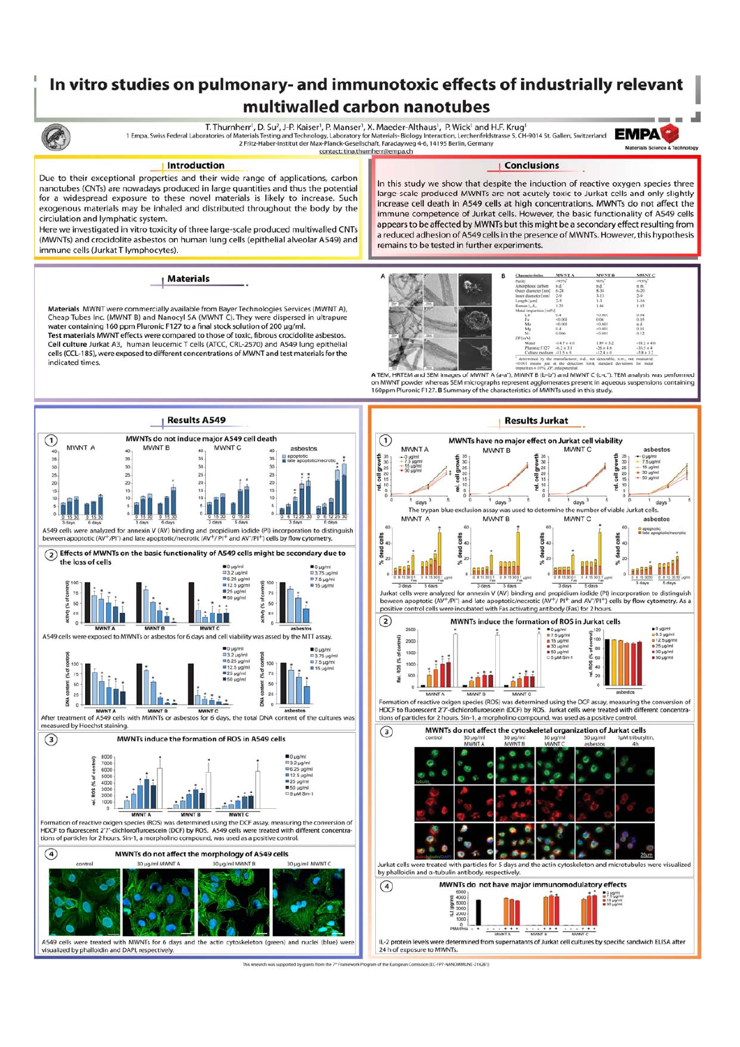# In vitro studies on pulmonary- and immunotoxic effects of industrially relevant multiwalled carbon nanotubes

T. Thurnherr[1], D. Su[2], J-P. Kaiser[1], P. Manser[1], X. Maeder-Althaus[1], P. Wick[1] and H.F. Krug[1]

1 Empa, Swiss Federal Laboratories of Materials Testing and Technology, Laboratory for Materials- Biology Interaction, Lerchenfeldstrasse 5, CH-9014 St. Gallen, Switzerland
2 Fritz-Haber-Institut der Max-Planck-Gesellschaft, Faradayweg 4-6, 14195 Berlin, Germany
contact: tina.thurnherr@empa.ch

EMPA Materials Science & Technology

## Introduction

Due to their exceptional properties and their wide range of applications, carbon nanotubes (CNTs) are nowadays produced in large quantities and thus the potential for a widespread exposure to these novel materials is likely to increase. Such exogenous materials may be inhaled and distributed throughout the body by the circulation and lymphatic system.

Here we investigated in vitro toxicity of three large-scale produced multiwalled CNTs (MWNTs) and crocidolite asbestos on human lung cells (epithelial alveolar A549) and immune cells (Jurkat T lymphocytes).

## Conclusions

In this study we show that despite the induction of reactive oxygen species three large scale produced MWNTs are not acutely toxic to Jurkat cells and only slightly increase cell death in A549 cells at high concentrations. MWNTs do not affect the immune competence of Jurkat cells. However, the basic functionality of A549 cells appears to be affected by MWNTs but this might be a secondary effect resulting from a reduced adhesion of A549 cells in the presence of MWNTs. However, this hypothesis remains to be tested in further experiments.

## Materials

**Materials** MWNT were commercially available from Bayer Technologies Services (MWNT A), Cheap Tubes Inc. (MWNT B) and Nanocyl SA (MWNT C). They were dispersed in ultrapure water containing 160 ppm Pluronic F127 to a final stock solution of 200 µg/ml.
**Test materials** MWNT effects were compared to those of toxic, fibrous crocidolite asbestos.
**Cell culture** Jurkat A3, human leucemic T cells (ATCC, CRL-2570) and A549 lung epithelial cells (CCL-185), were exposed to different concentrations of MWNT and test materials for the indicated times.

| Characteristics | MWNT A | MWNT B | MWNT C |
|---|---|---|---|
| Purity | >97%* | 90%* | >95%* |
| Amorphous carbon | n.d. | n.d. | n.m. |
| Outer diameter [nm] | 6-24 | 8-34 | 6-20 |
| Inner diameter [nm] | 2-9 | 3-11 | 2-9 |
| Length [µm] | 2-5 | 1-3 | 1-16 |
| Raman $I_D/I_G$ | 1.25 | 1.46 | 1.45 |
| Metal impurities [wt%] | | | |
| Co | 0.4 | <0.001 | 0.04 |
| Fe | <0.001 | 0.06 | 0.05 |
| Mo | <0.001 | <0.001 | n.d. |
| Mg | 0.4 | <0.001 | 0.01 |
| Ni | 0.006 | <0.001 | 0.12 |
| ZP [mV] | | | |
| Water | -14.7 ± 4.6 | 1.89 ± 3.2 | -18.2 ± 4.6 |
| Pluronic F127 | -6.2 ± 3.1 | -26 ± 4.6 | -16.3 ± 4.4 |
| Culture medium | -11.5 ± 0 | -12.4 ± 0 | -5.8 ± 3.2 |

* determined by the manufacturer; n.d., not detectable; n.m., not measured; <0.001 means just at the detection limit; standard deviations for metal impurities ≤ 10%; ZP, zeta potential

A TEM, HRTEM and SEM images of MWNT A (a-a''), MWNT B (b-b'') and MWNT C (c-c''). TEM analysis was performed on MWNT powder whereas SEM micrographs represent agglomerates present in aqueous suspensions containing 160ppm Pluronic F127. B Summary of the characteristics of MWNTs used in this study.

## Results A549

### 1 MWNTs do not induce major A549 cell death

A549 cells were analyzed for annexin V (AV) binding and propidium iodide (PI) incorporation to distinguish between apoptotic ($AV^+/PI^-$) and late apoptotic/necrotic ($AV^+/PI^+$ and $AV^-/PI^+$) cells by flow cytometry.

### 2 Effects of MWNTs on the basic functionality of A549 cells might be secondary due to the loss of cells

A549 cells were exposed to MWNTs or asbestos for 6 days and cell viability was assed by the MTT assay.

After treatment of A549 cells with MWNTs or asbestos for 6 days, the total DNA content of the cultures was measured by Hoechst staining.

### 3 MWNTs induce the formation of ROS in A549 cells

Formation of reactive oxygen species (ROS) was determined using the DCF assay, measuring the conversion of HDCF to fluorescent 2'7'-dichlorofluorescein (DCF) by ROS. A549 cells were treated with different concentrations of particles for 2 hours. Sin-1, a morpholino compound, was used as a positive control.

### 4 MWNTs do not affect the morphology of A549 cells

A549 cells were treated with MWNTs for 6 days and the actin cytoskeleton (green) and nuclei (blue) were visualized by phalloidin and DAPI, respectively.

## Results Jurkat

### 1 MWNTs have no major effect on Jurkat cell viability

The trypan blue exclusion assay was used to determine the number of viable Jurkat cells.

Jurkat cells were analyzed for annexin V (AV) binding and propidium iodide (PI) incorporation to distinguish between apoptotic ($AV^+/PI^-$) and late apoptotic/necrotic ($AV^+/PI^+$ and $AV^-/PI^+$) cells by flow cytometry. As a positive control cells were incubated with Fas activating antibody (Fas) for 2 hours.

### 2 MWNTs induce the formation of ROS in Jurkat cells

Formation of reactive oxygen species (ROS) was determined using the DCF assay, measuring the conversion of HDCF to fluorescent 2'7'-dichlorofluorescein (DCF) by ROS. Jurkat cells were treated with different concentrations of particles for 2 hours. Sin-1, a morpholino compound, was used as a positive control.

### 3 MWNTs do not affect the cytoskeletal organization of Jurkat cells

Jurkat cells were treated with particles for 5 days and the actin cytoskeleton and microtubules were visualized by phalloidin and α-tubulin antibody, respectively.

### 4 MWNTs do not have major immunomodulatory effects

IL-2 protein levels were determined from supernatants of Jurkat cell cultures by specific sandwich ELISA after 24 h of exposure to MWNTs.

This research was supported by grants from the 7th Framework Program of the European Comission (EC-FP7-NANOMMUNE-214281)